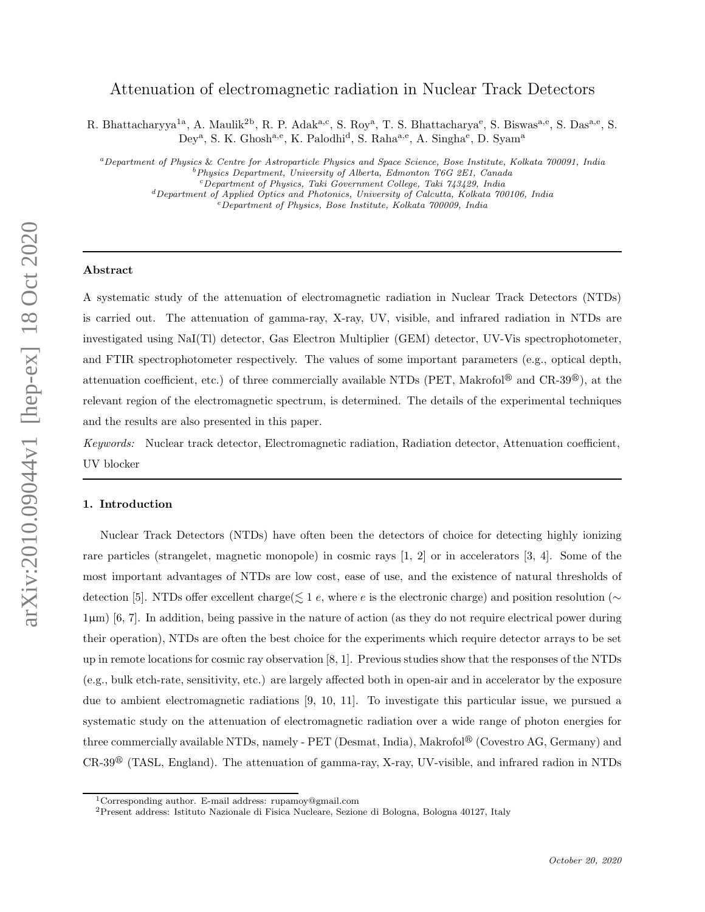# Attenuation of electromagnetic radiation in Nuclear Track Detectors

R. Bhattacharyya[1a], A. Maulik[2b], R. P. Adak[a,c], S. Roy[a], T. S. Bhattacharya[e], S. Biswas[a,e], S. Das[a,e], S. Dey[a], S. K. Ghosh[a,e], K. Palodhi[d], S. Raha[a,e], A. Singha[e], D. Syam[a]

[a]*Department of Physics & Centre for Astroparticle Physics and Space Science, Bose Institute, Kolkata 700091, India*
[b]*Physics Department, University of Alberta, Edmonton T6G 2E1, Canada*
[c]*Department of Physics, Taki Government College, Taki 743429, India*
[d]*Department of Applied Optics and Photonics, University of Calcutta, Kolkata 700106, India*
[e]*Department of Physics, Bose Institute, Kolkata 700009, India*

---

### Abstract

A systematic study of the attenuation of electromagnetic radiation in Nuclear Track Detectors (NTDs) is carried out. The attenuation of gamma-ray, X-ray, UV, visible, and infrared radiation in NTDs are investigated using NaI(Tl) detector, Gas Electron Multiplier (GEM) detector, UV-Vis spectrophotometer, and FTIR spectrophotometer respectively. The values of some important parameters (e.g., optical depth, attenuation coefficient, etc.) of three commercially available NTDs (PET, Makrofol® and CR-39®), at the relevant region of the electromagnetic spectrum, is determined. The details of the experimental techniques and the results are also presented in this paper.

*Keywords:* Nuclear track detector, Electromagnetic radiation, Radiation detector, Attenuation coefficient, UV blocker

---

### 1. Introduction

Nuclear Track Detectors (NTDs) have often been the detectors of choice for detecting highly ionizing rare particles (strangelet, magnetic monopole) in cosmic rays [1, 2] or in accelerators [3, 4]. Some of the most important advantages of NTDs are low cost, ease of use, and the existence of natural thresholds of detection [5]. NTDs offer excellent charge($\lesssim 1\ e$, where $e$ is the electronic charge) and position resolution ($\sim$ 1μm) [6, 7]. In addition, being passive in the nature of action (as they do not require electrical power during their operation), NTDs are often the best choice for the experiments which require detector arrays to be set up in remote locations for cosmic ray observation [8, 1]. Previous studies show that the responses of the NTDs (e.g., bulk etch-rate, sensitivity, etc.) are largely affected both in open-air and in accelerator by the exposure due to ambient electromagnetic radiations [9, 10, 11]. To investigate this particular issue, we pursued a systematic study on the attenuation of electromagnetic radiation over a wide range of photon energies for three commercially available NTDs, namely - PET (Desmat, India), Makrofol® (Covestro AG, Germany) and CR-39® (TASL, England). The attenuation of gamma-ray, X-ray, UV-visible, and infrared radion in NTDs

[1]Corresponding author. E-mail address: rupamoy@gmail.com
[2]Present address: Istituto Nazionale di Fisica Nucleare, Sezione di Bologna, Bologna 40127, Italy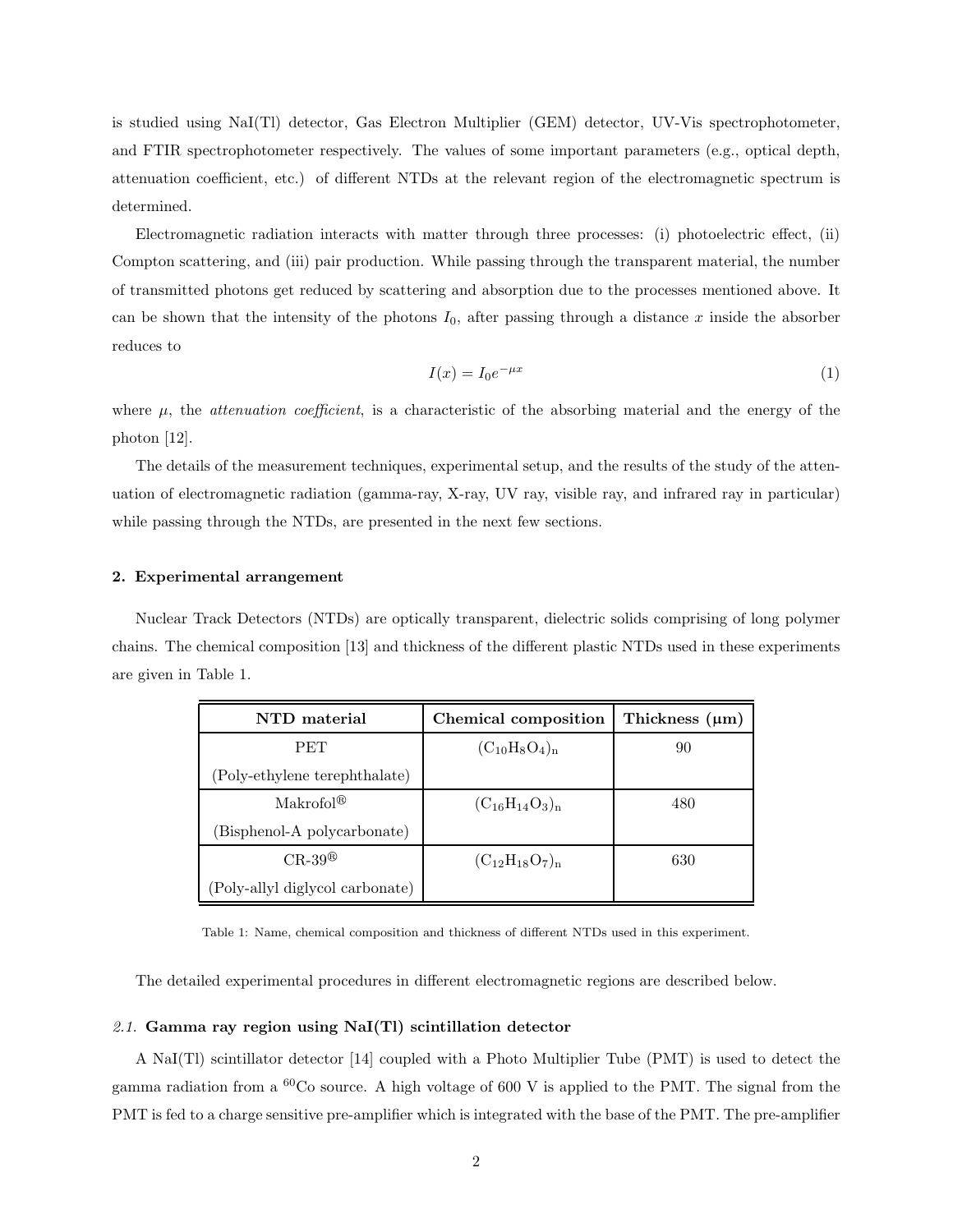is studied using NaI(Tl) detector, Gas Electron Multiplier (GEM) detector, UV-Vis spectrophotometer, and FTIR spectrophotometer respectively. The values of some important parameters (e.g., optical depth, attenuation coefficient, etc.) of different NTDs at the relevant region of the electromagnetic spectrum is determined.

Electromagnetic radiation interacts with matter through three processes: (i) photoelectric effect, (ii) Compton scattering, and (iii) pair production. While passing through the transparent material, the number of transmitted photons get reduced by scattering and absorption due to the processes mentioned above. It can be shown that the intensity of the photons $I_0$, after passing through a distance $x$ inside the absorber reduces to

$$I(x) = I_0 e^{-\mu x} \tag{1}$$

where $\mu$, the *attenuation coefficient*, is a characteristic of the absorbing material and the energy of the photon [12].

The details of the measurement techniques, experimental setup, and the results of the study of the attenuation of electromagnetic radiation (gamma-ray, X-ray, UV ray, visible ray, and infrared ray in particular) while passing through the NTDs, are presented in the next few sections.

## 2. Experimental arrangement

Nuclear Track Detectors (NTDs) are optically transparent, dielectric solids comprising of long polymer chains. The chemical composition [13] and thickness of the different plastic NTDs used in these experiments are given in Table 1.

| NTD material | Chemical composition | Thickness (μm) |
|---|---|---|
| PET (Poly-ethylene terephthalate) | $(C_{10}H_8O_4)_n$ | 90 |
| Makrofol® (Bisphenol-A polycarbonate) | $(C_{16}H_{14}O_3)_n$ | 480 |
| CR-39® (Poly-allyl diglycol carbonate) | $(C_{12}H_{18}O_7)_n$ | 630 |

Table 1: Name, chemical composition and thickness of different NTDs used in this experiment.

The detailed experimental procedures in different electromagnetic regions are described below.

### 2.1. Gamma ray region using NaI(Tl) scintillation detector

A NaI(Tl) scintillator detector [14] coupled with a Photo Multiplier Tube (PMT) is used to detect the gamma radiation from a $^{60}$Co source. A high voltage of 600 V is applied to the PMT. The signal from the PMT is fed to a charge sensitive pre-amplifier which is integrated with the base of the PMT. The pre-amplifier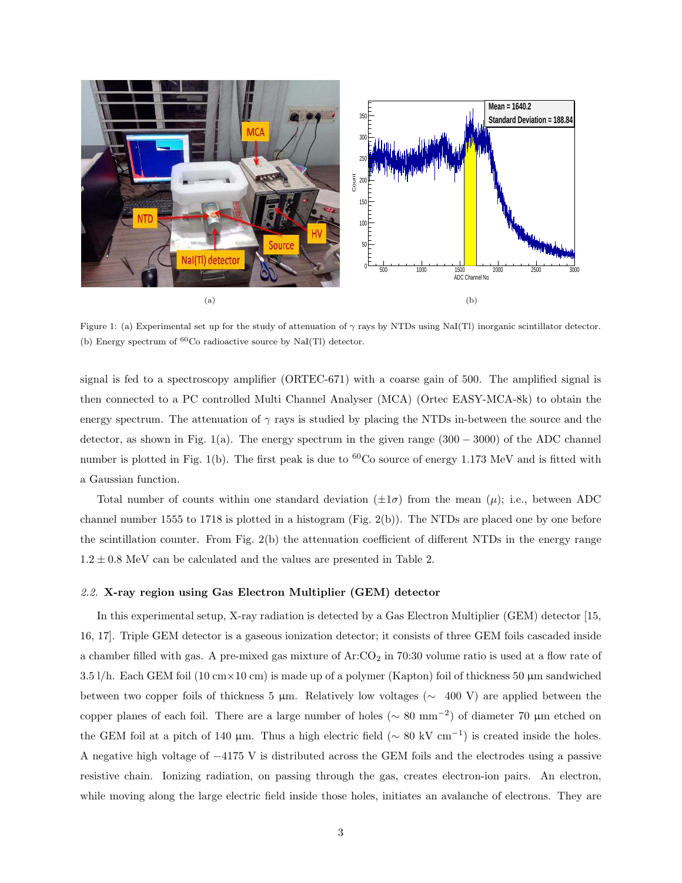Figure 1: (a) Experimental set up for the study of attenuation of $\gamma$ rays by NTDs using NaI(Tl) inorganic scintillator detector. (b) Energy spectrum of $^{60}$Co radioactive source by NaI(Tl) detector.

signal is fed to a spectroscopy amplifier (ORTEC-671) with a coarse gain of 500. The amplified signal is then connected to a PC controlled Multi Channel Analyser (MCA) (Ortec EASY-MCA-8k) to obtain the energy spectrum. The attenuation of $\gamma$ rays is studied by placing the NTDs in-between the source and the detector, as shown in Fig. 1(a). The energy spectrum in the given range $(300 - 3000)$ of the ADC channel number is plotted in Fig. 1(b). The first peak is due to $^{60}$Co source of energy 1.173 MeV and is fitted with a Gaussian function.

Total number of counts within one standard deviation ($\pm 1\sigma$) from the mean ($\mu$); i.e., between ADC channel number 1555 to 1718 is plotted in a histogram (Fig. 2(b)). The NTDs are placed one by one before the scintillation counter. From Fig. 2(b) the attenuation coefficient of different NTDs in the energy range $1.2 \pm 0.8$ MeV can be calculated and the values are presented in Table 2.

### *2.2.* X-ray region using Gas Electron Multiplier (GEM) detector

In this experimental setup, X-ray radiation is detected by a Gas Electron Multiplier (GEM) detector [15, 16, 17]. Triple GEM detector is a gaseous ionization detector; it consists of three GEM foils cascaded inside a chamber filled with gas. A pre-mixed gas mixture of Ar:$CO_2$ in 70:30 volume ratio is used at a flow rate of 3.5 l/h. Each GEM foil (10 cm$\times$10 cm) is made up of a polymer (Kapton) foil of thickness 50 μm sandwiched between two copper foils of thickness 5 μm. Relatively low voltages ($\sim$ 400 V) are applied between the copper planes of each foil. There are a large number of holes ($\sim$ 80 mm$^{-2}$) of diameter 70 μm etched on the GEM foil at a pitch of 140 μm. Thus a high electric field ($\sim$ 80 kV cm$^{-1}$) is created inside the holes. A negative high voltage of $-4175$ V is distributed across the GEM foils and the electrodes using a passive resistive chain. Ionizing radiation, on passing through the gas, creates electron-ion pairs. An electron, while moving along the large electric field inside those holes, initiates an avalanche of electrons. They are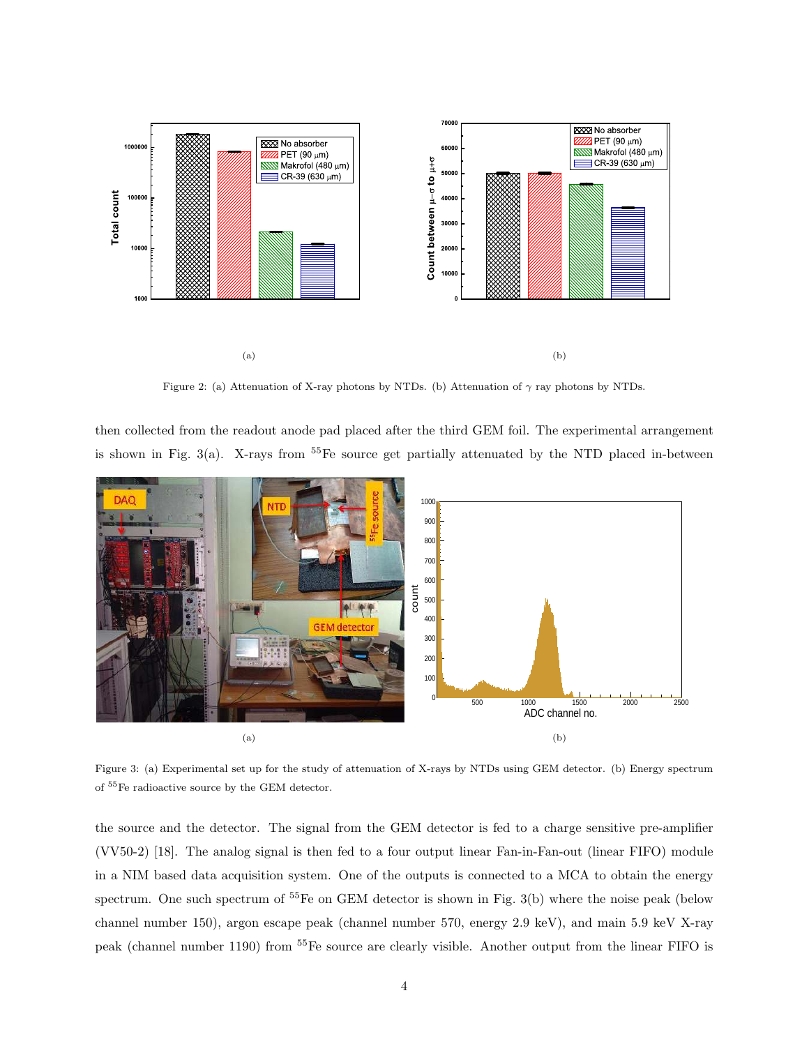Figure 2: (a) Attenuation of X-ray photons by NTDs. (b) Attenuation of $\gamma$ ray photons by NTDs.

then collected from the readout anode pad placed after the third GEM foil. The experimental arrangement is shown in Fig. 3(a). X-rays from $^{55}$Fe source get partially attenuated by the NTD placed in-between

Figure 3: (a) Experimental set up for the study of attenuation of X-rays by NTDs using GEM detector. (b) Energy spectrum of $^{55}$Fe radioactive source by the GEM detector.

the source and the detector. The signal from the GEM detector is fed to a charge sensitive pre-amplifier (VV50-2) [18]. The analog signal is then fed to a four output linear Fan-in-Fan-out (linear FIFO) module in a NIM based data acquisition system. One of the outputs is connected to a MCA to obtain the energy spectrum. One such spectrum of $^{55}$Fe on GEM detector is shown in Fig. 3(b) where the noise peak (below channel number 150), argon escape peak (channel number 570, energy 2.9 keV), and main 5.9 keV X-ray peak (channel number 1190) from $^{55}$Fe source are clearly visible. Another output from the linear FIFO is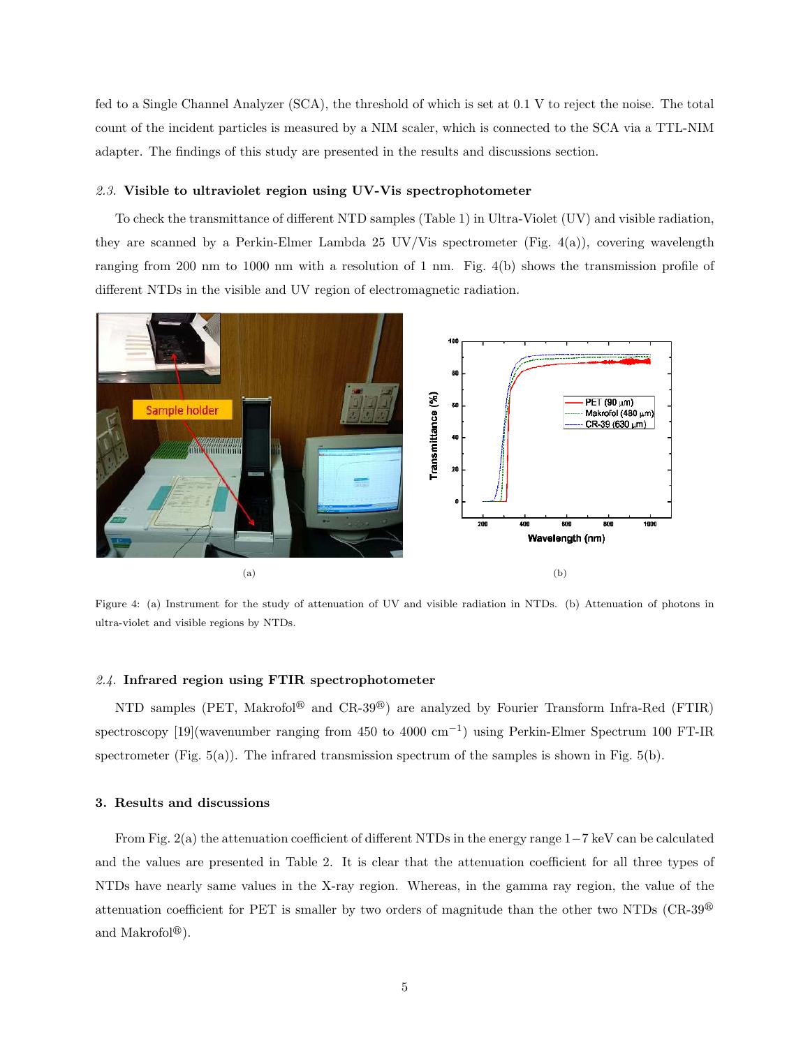fed to a Single Channel Analyzer (SCA), the threshold of which is set at 0.1 V to reject the noise. The total count of the incident particles is measured by a NIM scaler, which is connected to the SCA via a TTL-NIM adapter. The findings of this study are presented in the results and discussions section.

### *2.3.* Visible to ultraviolet region using UV-Vis spectrophotometer

To check the transmittance of different NTD samples (Table 1) in Ultra-Violet (UV) and visible radiation, they are scanned by a Perkin-Elmer Lambda 25 UV/Vis spectrometer (Fig. 4(a)), covering wavelength ranging from 200 nm to 1000 nm with a resolution of 1 nm. Fig. 4(b) shows the transmission profile of different NTDs in the visible and UV region of electromagnetic radiation.

(a)

(b)

Figure 4: (a) Instrument for the study of attenuation of UV and visible radiation in NTDs. (b) Attenuation of photons in ultra-violet and visible regions by NTDs.

### *2.4.* Infrared region using FTIR spectrophotometer

NTD samples (PET, Makrofol® and CR-39®) are analyzed by Fourier Transform Infra-Red (FTIR) spectroscopy [19](wavenumber ranging from 450 to 4000 cm$^{-1}$) using Perkin-Elmer Spectrum 100 FT-IR spectrometer (Fig. 5(a)). The infrared transmission spectrum of the samples is shown in Fig. 5(b).

## 3. Results and discussions

From Fig. 2(a) the attenuation coefficient of different NTDs in the energy range 1−7 keV can be calculated and the values are presented in Table 2. It is clear that the attenuation coefficient for all three types of NTDs have nearly same values in the X-ray region. Whereas, in the gamma ray region, the value of the attenuation coefficient for PET is smaller by two orders of magnitude than the other two NTDs (CR-39® and Makrofol®).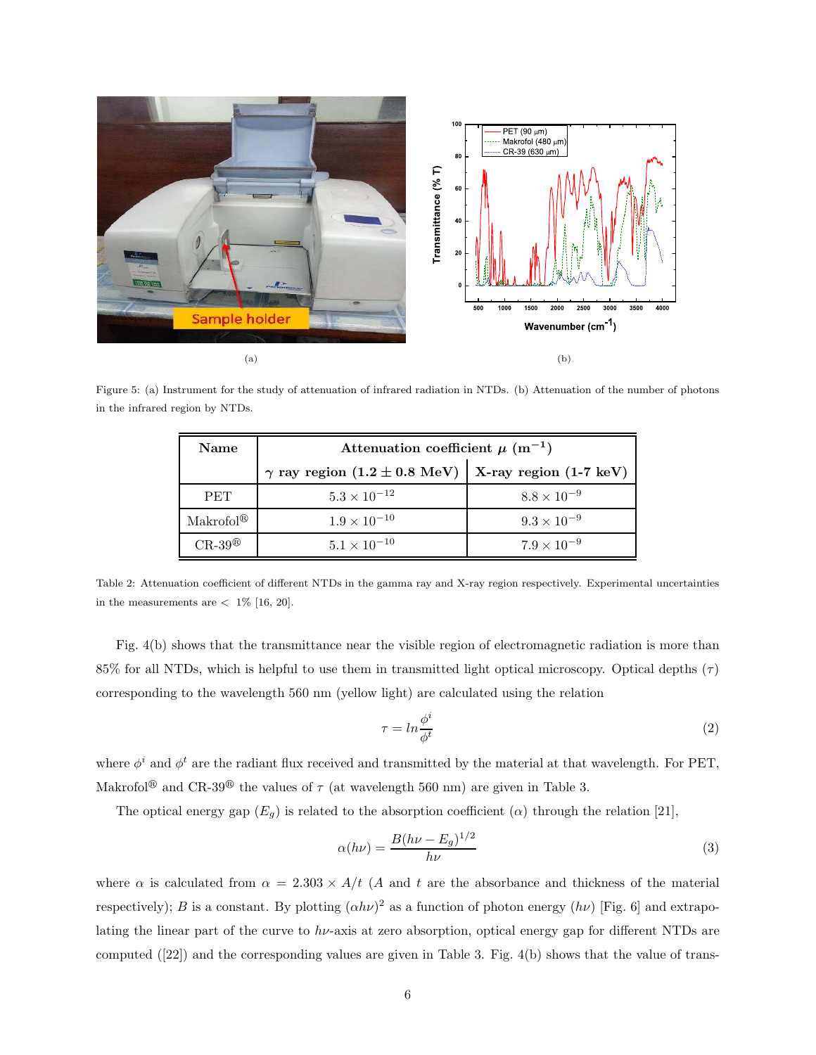(a)

(b)

Figure 5: (a) Instrument for the study of attenuation of infrared radiation in NTDs. (b) Attenuation of the number of photons in the infrared region by NTDs.

| Name | Attenuation coefficient $\mu$ ($m^{-1}$) | |
|---|---|---|
| | $\gamma$ ray region ($1.2 \pm 0.8$ MeV) | X-ray region (1-7 keV) |
| PET | $5.3 \times 10^{-12}$ | $8.8 \times 10^{-9}$ |
| Makrofol® | $1.9 \times 10^{-10}$ | $9.3 \times 10^{-9}$ |
| CR-39® | $5.1 \times 10^{-10}$ | $7.9 \times 10^{-9}$ |

Table 2: Attenuation coefficient of different NTDs in the gamma ray and X-ray region respectively. Experimental uncertainties in the measurements are $<$ 1% [16, 20].

Fig. 4(b) shows that the transmittance near the visible region of electromagnetic radiation is more than 85% for all NTDs, which is helpful to use them in transmitted light optical microscopy. Optical depths ($\tau$) corresponding to the wavelength 560 nm (yellow light) are calculated using the relation

$$\tau = ln \frac{\phi^i}{\phi^t} \tag{2}$$

where $\phi^i$ and $\phi^t$ are the radiant flux received and transmitted by the material at that wavelength. For PET, Makrofol® and CR-39® the values of $\tau$ (at wavelength 560 nm) are given in Table 3.

The optical energy gap ($E_g$) is related to the absorption coefficient ($\alpha$) through the relation [21],

$$\alpha(h\nu) = \frac{B(h\nu - E_g)^{1/2}}{h\nu} \tag{3}$$

where $\alpha$ is calculated from $\alpha = 2.303 \times A/t$ ($A$ and $t$ are the absorbance and thickness of the material respectively); $B$ is a constant. By plotting $(\alpha h\nu)^2$ as a function of photon energy ($h\nu$) [Fig. 6] and extrapolating the linear part of the curve to $h\nu$-axis at zero absorption, optical energy gap for different NTDs are computed ([22]) and the corresponding values are given in Table 3. Fig. 4(b) shows that the value of trans-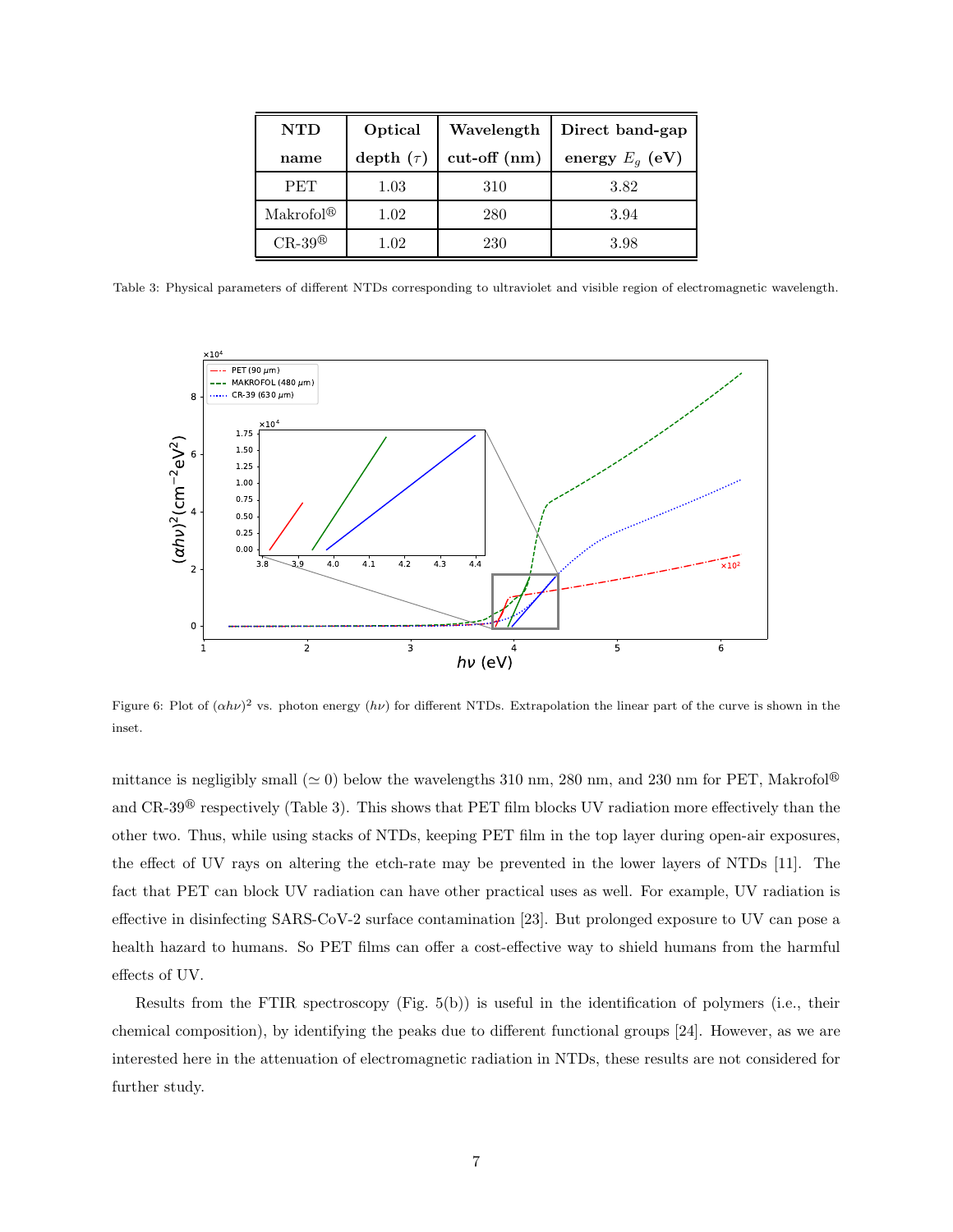| NTD name | Optical depth ($\tau$) | Wavelength cut-off (nm) | Direct band-gap energy $E_g$ (eV) |
|---|---|---|---|
| PET | 1.03 | 310 | 3.82 |
| Makrofol® | 1.02 | 280 | 3.94 |
| CR-39® | 1.02 | 230 | 3.98 |

Table 3: Physical parameters of different NTDs corresponding to ultraviolet and visible region of electromagnetic wavelength.

Figure 6: Plot of $(\alpha h\nu)^2$ vs. photon energy $(h\nu)$ for different NTDs. Extrapolation the linear part of the curve is shown in the inset.

mittance is negligibly small ($\simeq 0$) below the wavelengths 310 nm, 280 nm, and 230 nm for PET, Makrofol® and CR-39® respectively (Table 3). This shows that PET film blocks UV radiation more effectively than the other two. Thus, while using stacks of NTDs, keeping PET film in the top layer during open-air exposures, the effect of UV rays on altering the etch-rate may be prevented in the lower layers of NTDs [11]. The fact that PET can block UV radiation can have other practical uses as well. For example, UV radiation is effective in disinfecting SARS-CoV-2 surface contamination [23]. But prolonged exposure to UV can pose a health hazard to humans. So PET films can offer a cost-effective way to shield humans from the harmful effects of UV.

Results from the FTIR spectroscopy (Fig. 5(b)) is useful in the identification of polymers (i.e., their chemical composition), by identifying the peaks due to different functional groups [24]. However, as we are interested here in the attenuation of electromagnetic radiation in NTDs, these results are not considered for further study.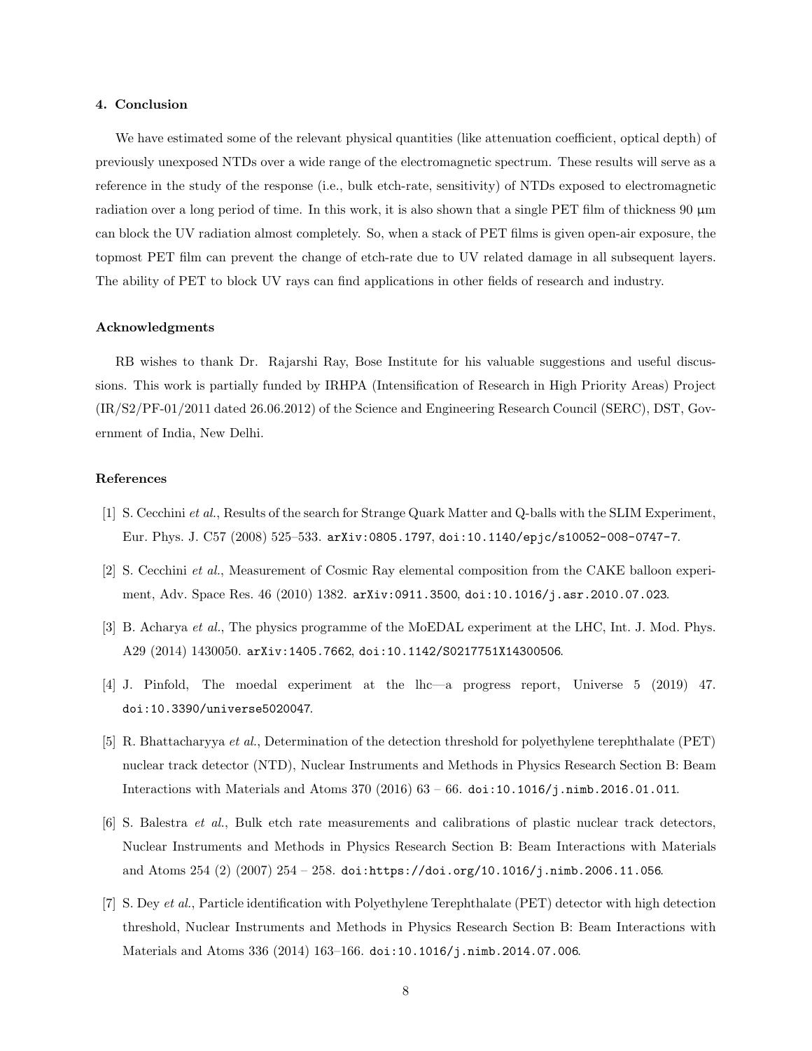## 4. Conclusion

We have estimated some of the relevant physical quantities (like attenuation coefficient, optical depth) of previously unexposed NTDs over a wide range of the electromagnetic spectrum. These results will serve as a reference in the study of the response (i.e., bulk etch-rate, sensitivity) of NTDs exposed to electromagnetic radiation over a long period of time. In this work, it is also shown that a single PET film of thickness 90 μm can block the UV radiation almost completely. So, when a stack of PET films is given open-air exposure, the topmost PET film can prevent the change of etch-rate due to UV related damage in all subsequent layers. The ability of PET to block UV rays can find applications in other fields of research and industry.

### Acknowledgments

RB wishes to thank Dr. Rajarshi Ray, Bose Institute for his valuable suggestions and useful discussions. This work is partially funded by IRHPA (Intensification of Research in High Priority Areas) Project (IR/S2/PF-01/2011 dated 26.06.2012) of the Science and Engineering Research Council (SERC), DST, Government of India, New Delhi.

### References

[1] S. Cecchini *et al.*, Results of the search for Strange Quark Matter and Q-balls with the SLIM Experiment, Eur. Phys. J. C57 (2008) 525–533. arXiv:0805.1797, doi:10.1140/epjc/s10052-008-0747-7.

[2] S. Cecchini *et al.*, Measurement of Cosmic Ray elemental composition from the CAKE balloon experiment, Adv. Space Res. 46 (2010) 1382. arXiv:0911.3500, doi:10.1016/j.asr.2010.07.023.

[3] B. Acharya *et al.*, The physics programme of the MoEDAL experiment at the LHC, Int. J. Mod. Phys. A29 (2014) 1430050. arXiv:1405.7662, doi:10.1142/S0217751X14300506.

[4] J. Pinfold, The moedal experiment at the lhc—a progress report, Universe 5 (2019) 47. doi:10.3390/universe5020047.

[5] R. Bhattacharyya *et al.*, Determination of the detection threshold for polyethylene terephthalate (PET) nuclear track detector (NTD), Nuclear Instruments and Methods in Physics Research Section B: Beam Interactions with Materials and Atoms 370 (2016) 63 – 66. doi:10.1016/j.nimb.2016.01.011.

[6] S. Balestra *et al.*, Bulk etch rate measurements and calibrations of plastic nuclear track detectors, Nuclear Instruments and Methods in Physics Research Section B: Beam Interactions with Materials and Atoms 254 (2) (2007) 254 – 258. doi:https://doi.org/10.1016/j.nimb.2006.11.056.

[7] S. Dey *et al.*, Particle identification with Polyethylene Terephthalate (PET) detector with high detection threshold, Nuclear Instruments and Methods in Physics Research Section B: Beam Interactions with Materials and Atoms 336 (2014) 163–166. doi:10.1016/j.nimb.2014.07.006.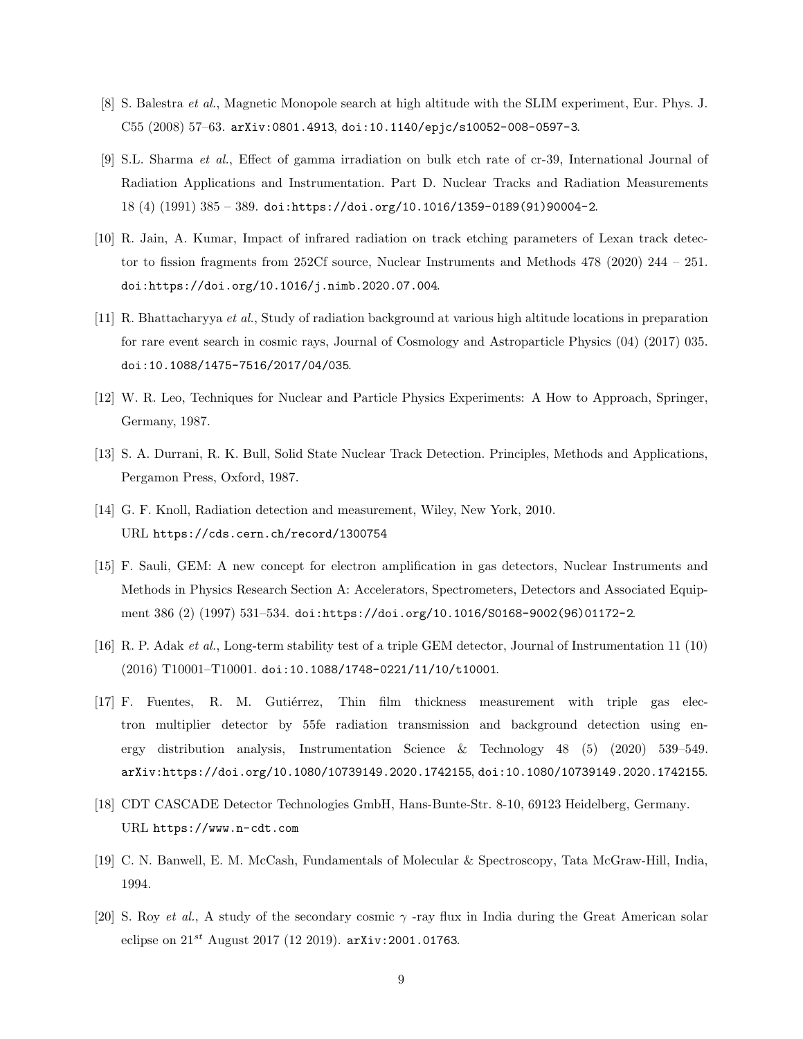[8] S. Balestra *et al.*, Magnetic Monopole search at high altitude with the SLIM experiment, Eur. Phys. J. C55 (2008) 57–63. arXiv:0801.4913, doi:10.1140/epjc/s10052-008-0597-3.

[9] S.L. Sharma *et al.*, Effect of gamma irradiation on bulk etch rate of cr-39, International Journal of Radiation Applications and Instrumentation. Part D. Nuclear Tracks and Radiation Measurements 18 (4) (1991) 385 – 389. doi:https://doi.org/10.1016/1359-0189(91)90004-2.

[10] R. Jain, A. Kumar, Impact of infrared radiation on track etching parameters of Lexan track detector to fission fragments from 252Cf source, Nuclear Instruments and Methods 478 (2020) 244 – 251. doi:https://doi.org/10.1016/j.nimb.2020.07.004.

[11] R. Bhattacharyya *et al.*, Study of radiation background at various high altitude locations in preparation for rare event search in cosmic rays, Journal of Cosmology and Astroparticle Physics (04) (2017) 035. doi:10.1088/1475-7516/2017/04/035.

[12] W. R. Leo, Techniques for Nuclear and Particle Physics Experiments: A How to Approach, Springer, Germany, 1987.

[13] S. A. Durrani, R. K. Bull, Solid State Nuclear Track Detection. Principles, Methods and Applications, Pergamon Press, Oxford, 1987.

[14] G. F. Knoll, Radiation detection and measurement, Wiley, New York, 2010. URL https://cds.cern.ch/record/1300754

[15] F. Sauli, GEM: A new concept for electron amplification in gas detectors, Nuclear Instruments and Methods in Physics Research Section A: Accelerators, Spectrometers, Detectors and Associated Equipment 386 (2) (1997) 531–534. doi:https://doi.org/10.1016/S0168-9002(96)01172-2.

[16] R. P. Adak *et al.*, Long-term stability test of a triple GEM detector, Journal of Instrumentation 11 (10) (2016) T10001–T10001. doi:10.1088/1748-0221/11/10/t10001.

[17] F. Fuentes, R. M. Gutiérrez, Thin film thickness measurement with triple gas electron multiplier detector by 55fe radiation transmission and background detection using energy distribution analysis, Instrumentation Science & Technology 48 (5) (2020) 539–549. arXiv:https://doi.org/10.1080/10739149.2020.1742155, doi:10.1080/10739149.2020.1742155.

[18] CDT CASCADE Detector Technologies GmbH, Hans-Bunte-Str. 8-10, 69123 Heidelberg, Germany. URL https://www.n-cdt.com

[19] C. N. Banwell, E. M. McCash, Fundamentals of Molecular & Spectroscopy, Tata McGraw-Hill, India, 1994.

[20] S. Roy *et al.*, A study of the secondary cosmic $\gamma$ -ray flux in India during the Great American solar eclipse on $21^{st}$ August 2017 (12 2019). arXiv:2001.01763.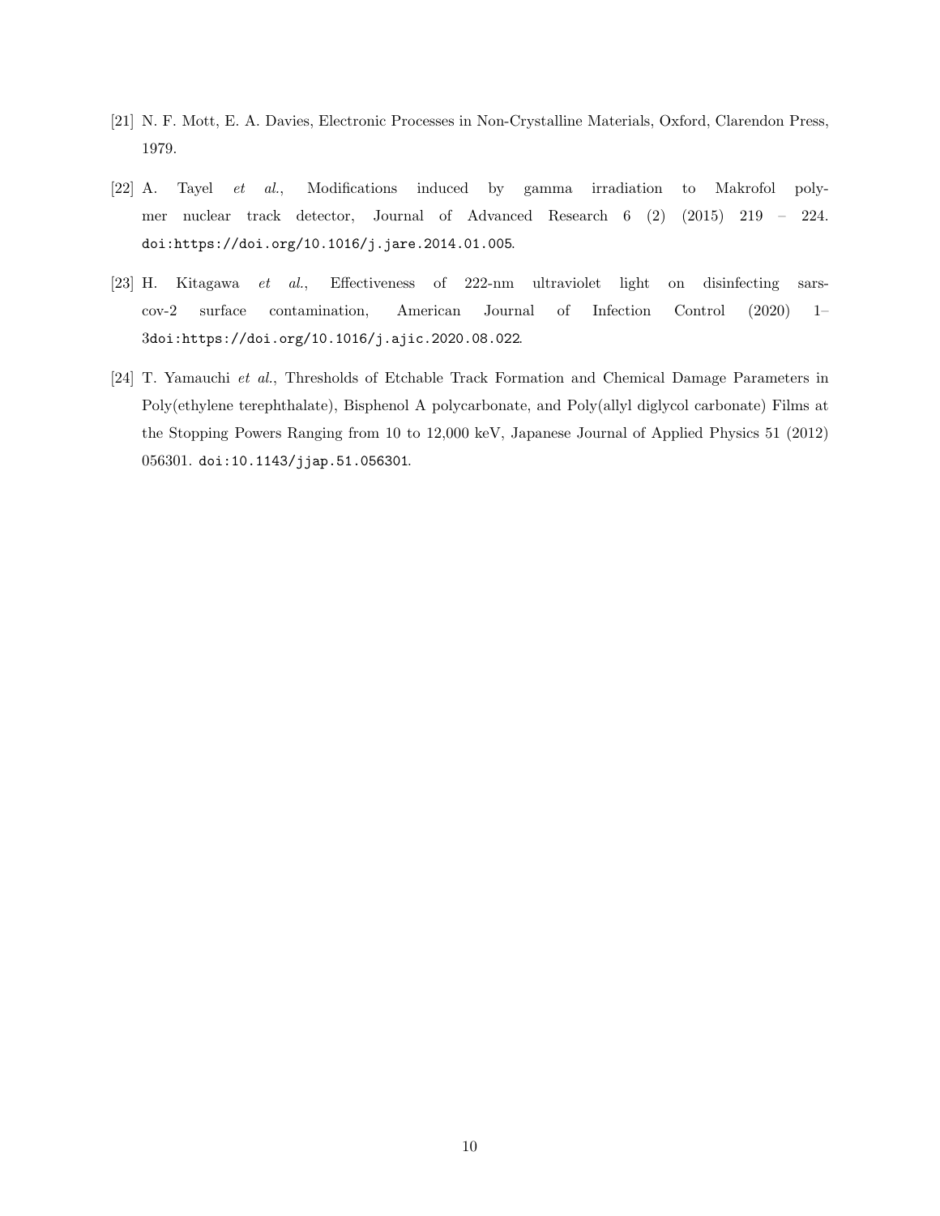[21] N. F. Mott, E. A. Davies, Electronic Processes in Non-Crystalline Materials, Oxford, Clarendon Press, 1979.

[22] A. Tayel *et al.*, Modifications induced by gamma irradiation to Makrofol polymer nuclear track detector, Journal of Advanced Research 6 (2) (2015) 219 – 224. doi:https://doi.org/10.1016/j.jare.2014.01.005.

[23] H. Kitagawa *et al.*, Effectiveness of 222-nm ultraviolet light on disinfecting sars-cov-2 surface contamination, American Journal of Infection Control (2020) 1–3doi:https://doi.org/10.1016/j.ajic.2020.08.022.

[24] T. Yamauchi *et al.*, Thresholds of Etchable Track Formation and Chemical Damage Parameters in Poly(ethylene terephthalate), Bisphenol A polycarbonate, and Poly(allyl diglycol carbonate) Films at the Stopping Powers Ranging from 10 to 12,000 keV, Japanese Journal of Applied Physics 51 (2012) 056301. doi:10.1143/jjap.51.056301.